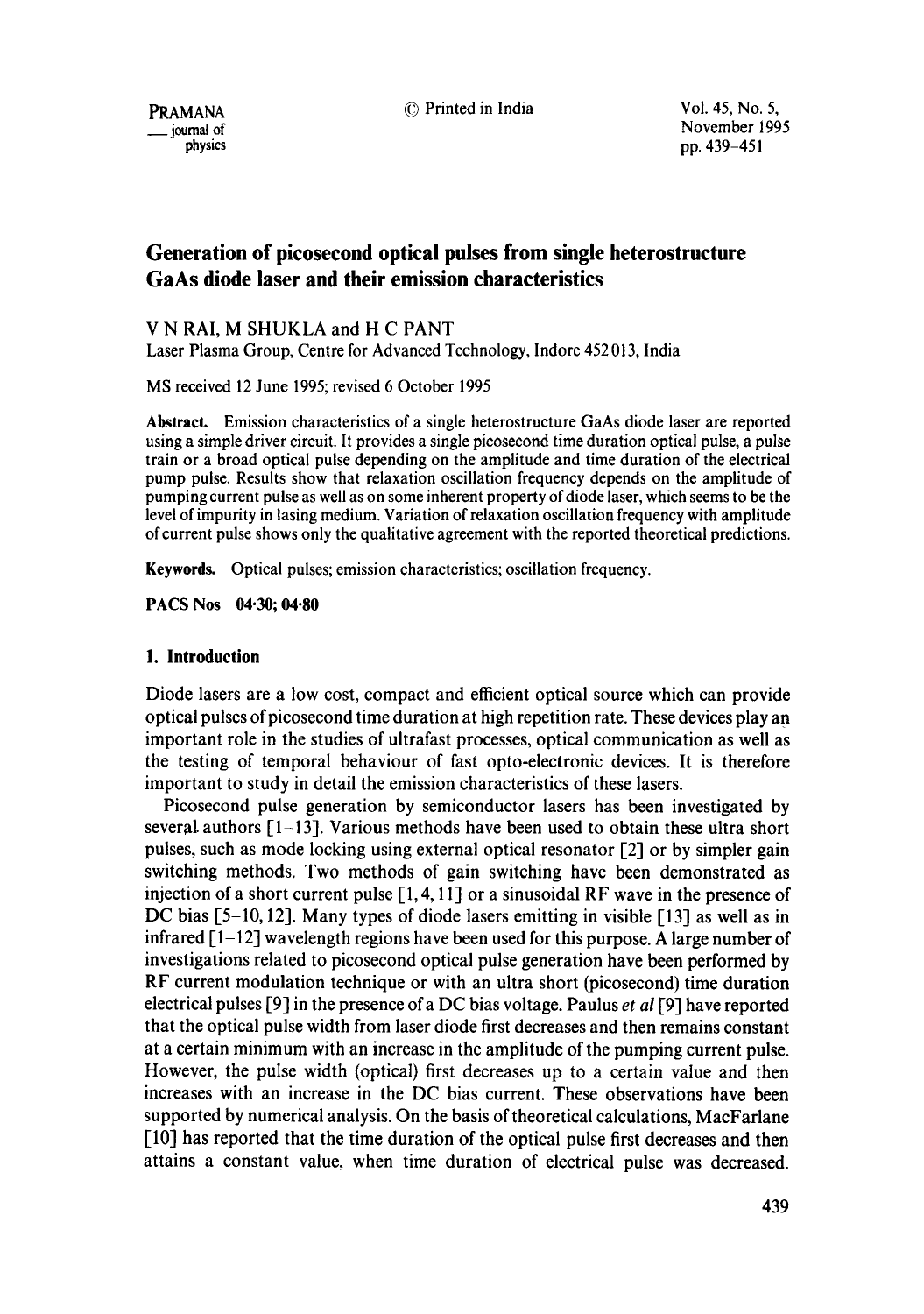# Generation of picosecond optical pulses from single heterostructure GaAs diode laser and their emission characteristics

V N RAI, M SHUKLA and H C PANT

Laser Plasma Group, Centre for Advanced Technology, Indore 452 013, India

MS received 12 June 1995; revised 6 October 1995

**Abstract.** Emission characteristics of a single heterostructure GaAs diode laser are reported using a simple driver circuit. It provides a single picosecond time duration optical pulse, a pulse train or a broad optical pulse depending on the amplitude and time duration of the electrical pump pulse. Results show that relaxation oscillation frequency depends on the amplitude of pumping current pulse as well as on some inherent property of diode laser, which seems to be the level of impurity in lasing medium. Variation of relaxation oscillation frequency with amplitude of current pulse shows only the qualitative agreement with the reported theoretical predictions.

**Keywords.** Optical pulses; emission characteristics; oscillation frequency.

**PACS Nos** 04·30; 04·80

## 1. Introduction

Diode lasers are a low cost, compact and efficient optical source which can provide optical pulses of picosecond time duration at high repetition rate. These devices play an important role in the studies of ultrafast processes, optical communication as well as the testing of temporal behaviour of fast opto-electronic devices. It is therefore important to study in detail the emission characteristics of these lasers.

Picosecond pulse generation by semiconductor lasers has been investigated by several authors [1–13]. Various methods have been used to obtain these ultra short pulses, such as mode locking using external optical resonator [2] or by simpler gain switching methods. Two methods of gain switching have been demonstrated as injection of a short current pulse [1, 4, 11] or a sinusoidal RF wave in the presence of DC bias [5–10, 12]. Many types of diode lasers emitting in visible [13] as well as in infrared [1–12] wavelength regions have been used for this purpose. A large number of investigations related to picosecond optical pulse generation have been performed by RF current modulation technique or with an ultra short (picosecond) time duration electrical pulses [9] in the presence of a DC bias voltage. Paulus *et al* [9] have reported that the optical pulse width from laser diode first decreases and then remains constant at a certain minimum with an increase in the amplitude of the pumping current pulse. However, the pulse width (optical) first decreases up to a certain value and then increases with an increase in the DC bias current. These observations have been supported by numerical analysis. On the basis of theoretical calculations, MacFarlane [10] has reported that the time duration of the optical pulse first decreases and then attains a constant value, when time duration of electrical pulse was decreased.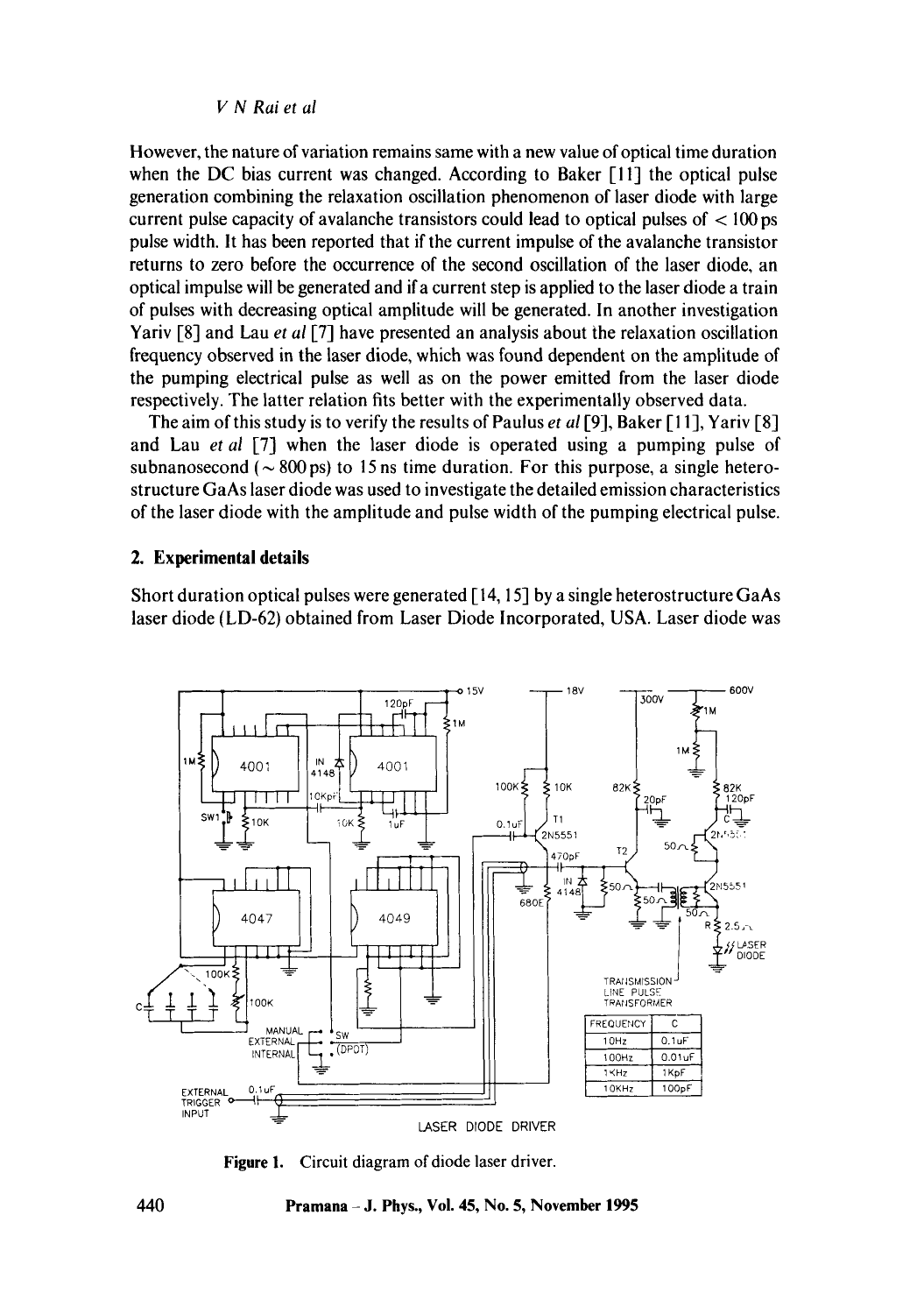However, the nature of variation remains same with a new value of optical time duration when the DC bias current was changed. According to Baker [11] the optical pulse generation combining the relaxation oscillation phenomenon of laser diode with large current pulse capacity of avalanche transistors could lead to optical pulses of < 100 ps pulse width. It has been reported that if the current impulse of the avalanche transistor returns to zero before the occurrence of the second oscillation of the laser diode, an optical impulse will be generated and if a current step is applied to the laser diode a train of pulses with decreasing optical amplitude will be generated. In another investigation Yariv [8] and Lau *et al* [7] have presented an analysis about the relaxation oscillation frequency observed in the laser diode, which was found dependent on the amplitude of the pumping electrical pulse as well as on the power emitted from the laser diode respectively. The latter relation fits better with the experimentally observed data.

The aim of this study is to verify the results of Paulus *et al* [9], Baker [11], Yariv [8] and Lau *et al* [7] when the laser diode is operated using a pumping pulse of subnanosecond ($\sim$ 800 ps) to 15 ns time duration. For this purpose, a single heterostructure GaAs laser diode was used to investigate the detailed emission characteristics of the laser diode with the amplitude and pulse width of the pumping electrical pulse.

## 2. Experimental details

Short duration optical pulses were generated [14, 15] by a single heterostructure GaAs laser diode (LD-62) obtained from Laser Diode Incorporated, USA. Laser diode was

| FREQUENCY | C |
|---|---|
| 10Hz | 0.1uF |
| 100Hz | 0.01uF |
| 1KHz | 1KpF |
| 10KHz | 100pF |

**Figure 1.** Circuit diagram of diode laser driver.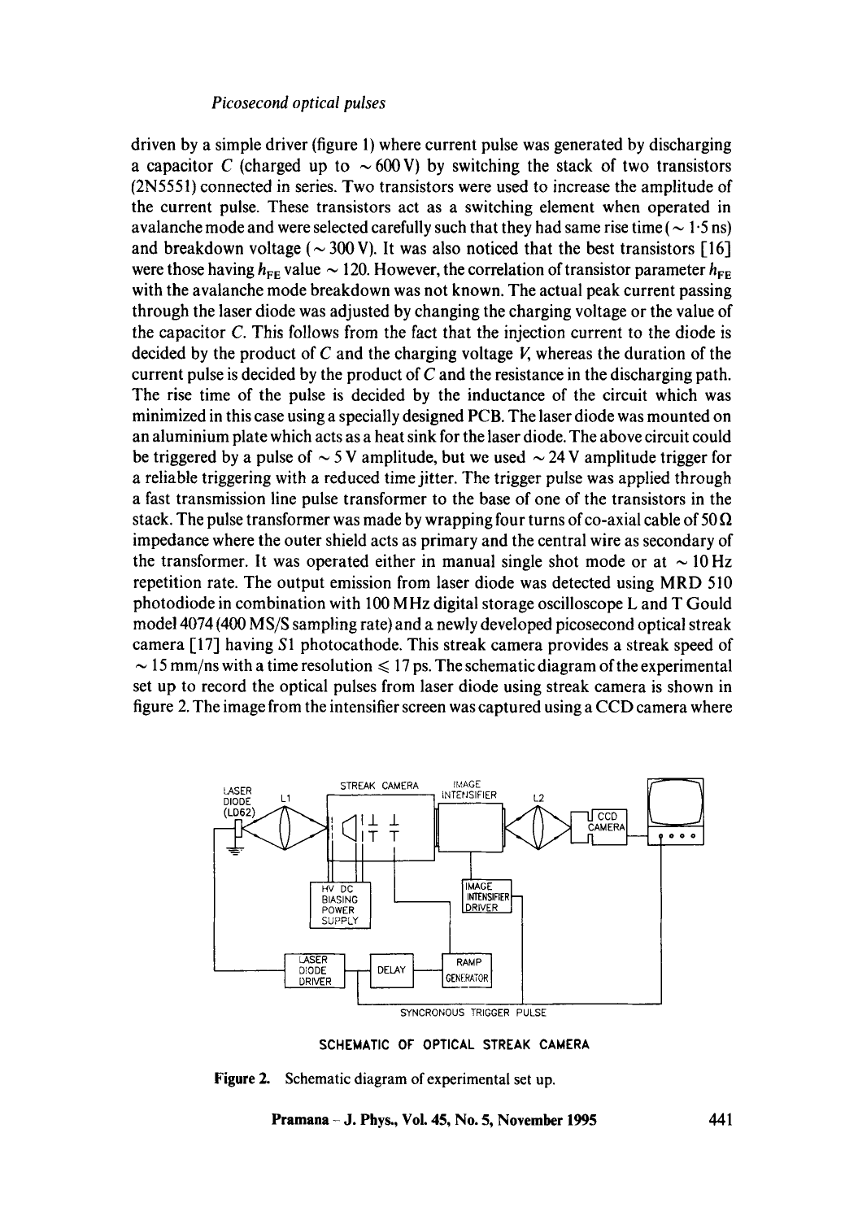driven by a simple driver (figure 1) where current pulse was generated by discharging a capacitor $C$ (charged up to $\sim 600\,\text{V}$) by switching the stack of two transistors (2N5551) connected in series. Two transistors were used to increase the amplitude of the current pulse. These transistors act as a switching element when operated in avalanche mode and were selected carefully such that they had same rise time ($\sim 1{\cdot}5$ ns) and breakdown voltage ($\sim 300\,\text{V}$). It was also noticed that the best transistors [16] were those having $h_{\text{FE}}$ value $\sim 120$. However, the correlation of transistor parameter $h_{\text{FE}}$ with the avalanche mode breakdown was not known. The actual peak current passing through the laser diode was adjusted by changing the charging voltage or the value of the capacitor $C$. This follows from the fact that the injection current to the diode is decided by the product of $C$ and the charging voltage $V$, whereas the duration of the current pulse is decided by the product of $C$ and the resistance in the discharging path. The rise time of the pulse is decided by the inductance of the circuit which was minimized in this case using a specially designed PCB. The laser diode was mounted on an aluminium plate which acts as a heat sink for the laser diode. The above circuit could be triggered by a pulse of $\sim 5\,\text{V}$ amplitude, but we used $\sim 24\,\text{V}$ amplitude trigger for a reliable triggering with a reduced time jitter. The trigger pulse was applied through a fast transmission line pulse transformer to the base of one of the transistors in the stack. The pulse transformer was made by wrapping four turns of co-axial cable of $50\,\Omega$ impedance where the outer shield acts as primary and the central wire as secondary of the transformer. It was operated either in manual single shot mode or at $\sim 10$ Hz repetition rate. The output emission from laser diode was detected using MRD 510 photodiode in combination with 100 MHz digital storage oscilloscope L and T Gould model 4074 (400 MS/S sampling rate) and a newly developed picosecond optical streak camera [17] having S1 photocathode. This streak camera provides a streak speed of $\sim 15$ mm/ns with a time resolution $\leqslant 17$ ps. The schematic diagram of the experimental set up to record the optical pulses from laser diode using streak camera is shown in figure 2. The image from the intensifier screen was captured using a CCD camera where

SCHEMATIC OF OPTICAL STREAK CAMERA

**Figure 2.** Schematic diagram of experimental set up.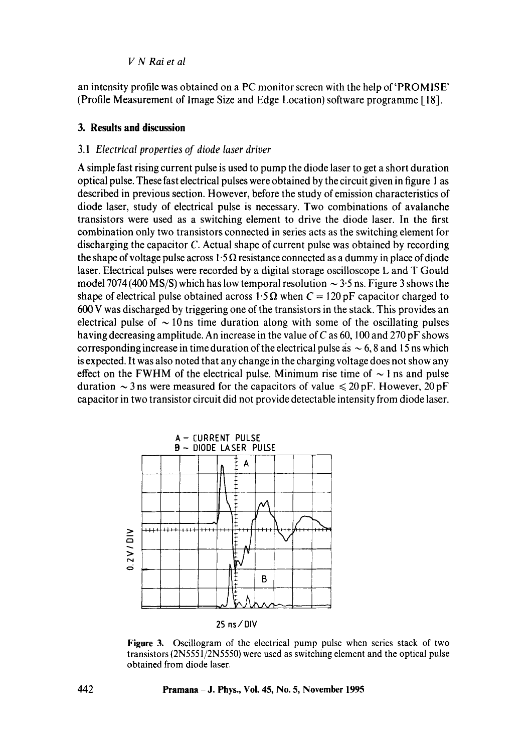an intensity profile was obtained on a PC monitor screen with the help of 'PROMISE' (Profile Measurement of Image Size and Edge Location) software programme [18].

## 3. Results and discussion

### 3.1 *Electrical properties of diode laser driver*

A simple fast rising current pulse is used to pump the diode laser to get a short duration optical pulse. These fast electrical pulses were obtained by the circuit given in figure 1 as described in previous section. However, before the study of emission characteristics of diode laser, study of electrical pulse is necessary. Two combinations of avalanche transistors were used as a switching element to drive the diode laser. In the first combination only two transistors connected in series acts as the switching element for discharging the capacitor $C$. Actual shape of current pulse was obtained by recording the shape of voltage pulse across $1{\cdot}5\,\Omega$ resistance connected as a dummy in place of diode laser. Electrical pulses were recorded by a digital storage oscilloscope L and T Gould model 7074 (400 MS/S) which has low temporal resolution $\sim 3{\cdot}5$ ns. Figure 3 shows the shape of electrical pulse obtained across $1{\cdot}5\,\Omega$ when $C = 120$ pF capacitor charged to 600 V was discharged by triggering one of the transistors in the stack. This provides an electrical pulse of $\sim 10$ ns time duration along with some of the oscillating pulses having decreasing amplitude. An increase in the value of $C$ as 60, 100 and 270 pF shows corresponding increase in time duration of the electrical pulse as $\sim 6$, 8 and 15 ns which is expected. It was also noted that any change in the charging voltage does not show any effect on the FWHM of the electrical pulse. Minimum rise time of $\sim 1$ ns and pulse duration $\sim 3$ ns were measured for the capacitors of value $\leqslant 20$ pF. However, 20 pF capacitor in two transistor circuit did not provide detectable intensity from diode laser.

A – CURRENT PULSE
B – DIODE LASER PULSE

0.2 V/DIV

25 ns/DIV

**Figure 3.** Oscillogram of the electrical pump pulse when series stack of two transistors (2N5551/2N5550) were used as switching element and the optical pulse obtained from diode laser.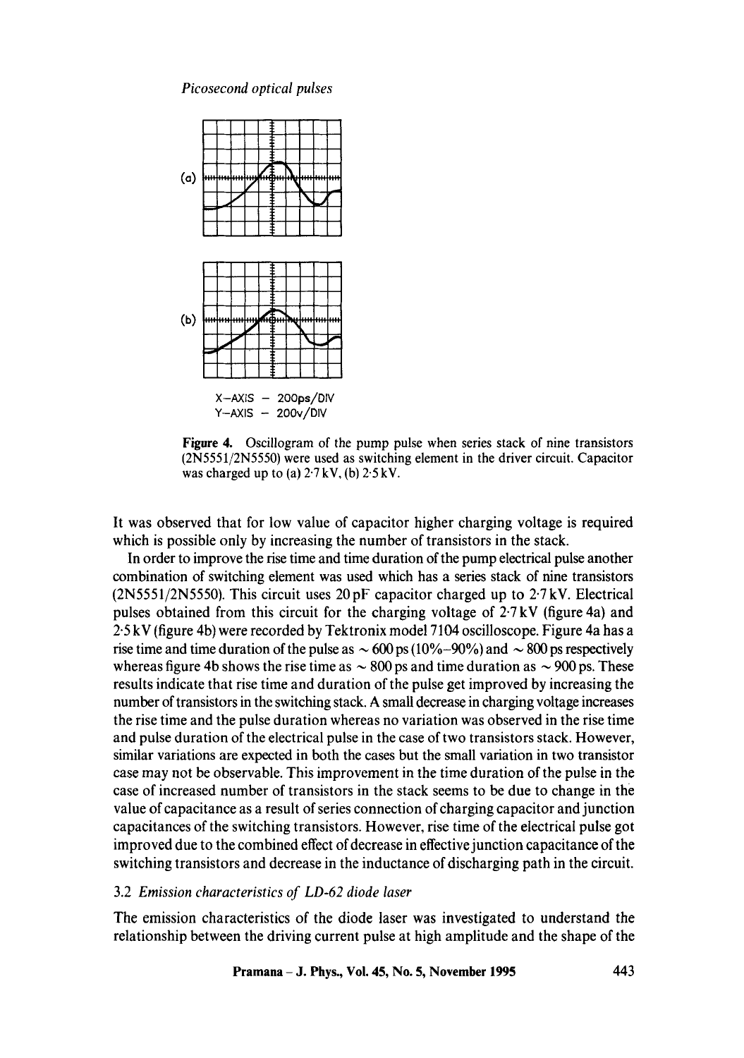(a)

(b)

X-AXIS – 200ps/DIV
Y-AXIS – 200v/DIV

**Figure 4.** Oscillogram of the pump pulse when series stack of nine transistors (2N5551/2N5550) were used as switching element in the driver circuit. Capacitor was charged up to (a) 2·7 kV, (b) 2·5 kV.

It was observed that for low value of capacitor higher charging voltage is required which is possible only by increasing the number of transistors in the stack.

In order to improve the rise time and time duration of the pump electrical pulse another combination of switching element was used which has a series stack of nine transistors (2N5551/2N5550). This circuit uses 20 pF capacitor charged up to 2·7 kV. Electrical pulses obtained from this circuit for the charging voltage of 2·7 kV (figure 4a) and 2·5 kV (figure 4b) were recorded by Tektronix model 7104 oscilloscope. Figure 4a has a rise time and time duration of the pulse as ~ 600 ps (10%–90%) and ~ 800 ps respectively whereas figure 4b shows the rise time as ~ 800 ps and time duration as ~ 900 ps. These results indicate that rise time and duration of the pulse get improved by increasing the number of transistors in the switching stack. A small decrease in charging voltage increases the rise time and the pulse duration whereas no variation was observed in the rise time and pulse duration of the electrical pulse in the case of two transistors stack. However, similar variations are expected in both the cases but the small variation in two transistor case may not be observable. This improvement in the time duration of the pulse in the case of increased number of transistors in the stack seems to be due to change in the value of capacitance as a result of series connection of charging capacitor and junction capacitances of the switching transistors. However, rise time of the electrical pulse got improved due to the combined effect of decrease in effective junction capacitance of the switching transistors and decrease in the inductance of discharging path in the circuit.

### 3.2 *Emission characteristics of LD-62 diode laser*

The emission characteristics of the diode laser was investigated to understand the relationship between the driving current pulse at high amplitude and the shape of the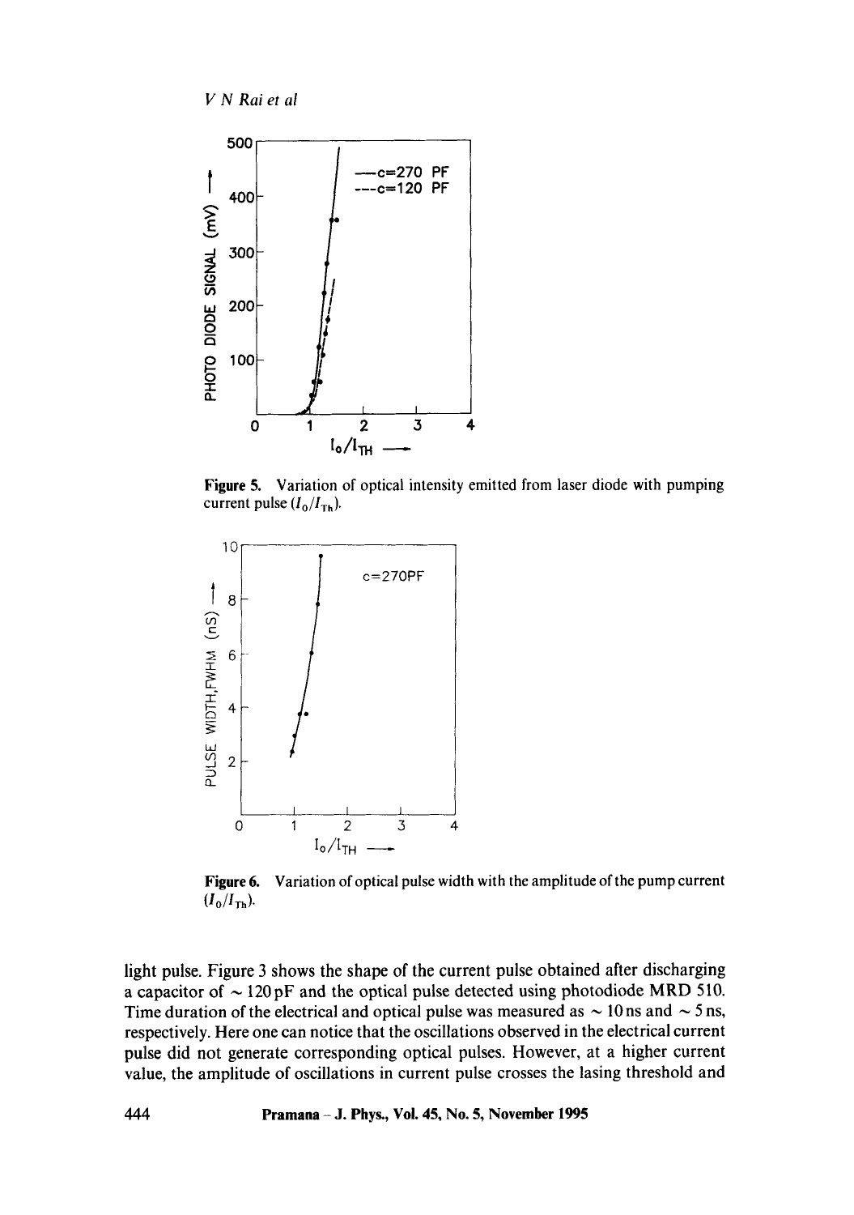**Figure 5.** Variation of optical intensity emitted from laser diode with pumping current pulse ($I_0/I_{Th}$).

**Figure 6.** Variation of optical pulse width with the amplitude of the pump current ($I_0/I_{Th}$).

light pulse. Figure 3 shows the shape of the current pulse obtained after discharging a capacitor of $\sim 120\,\text{pF}$ and the optical pulse detected using photodiode MRD 510. Time duration of the electrical and optical pulse was measured as $\sim 10\,\text{ns}$ and $\sim 5\,\text{ns}$, respectively. Here one can notice that the oscillations observed in the electrical current pulse did not generate corresponding optical pulses. However, at a higher current value, the amplitude of oscillations in current pulse crosses the lasing threshold and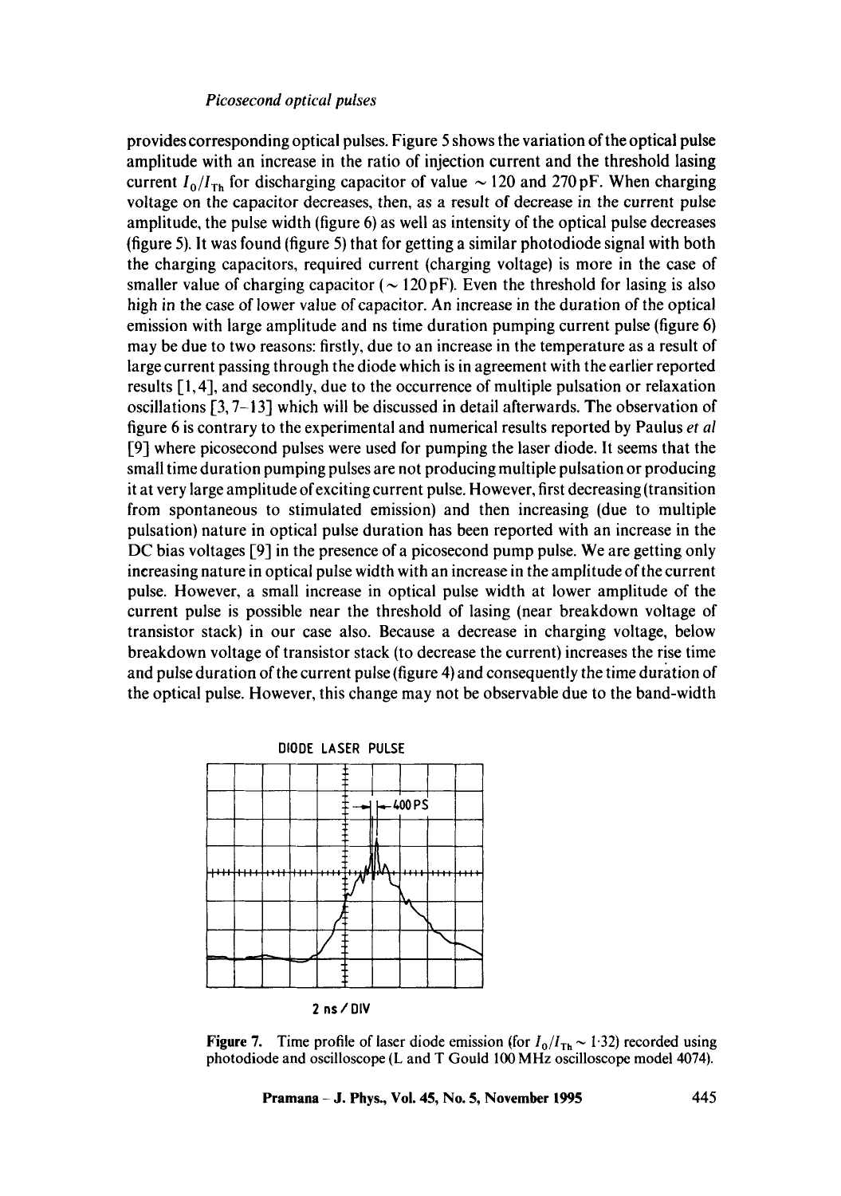provides corresponding optical pulses. Figure 5 shows the variation of the optical pulse amplitude with an increase in the ratio of injection current and the threshold lasing current $I_0/I_{Th}$ for discharging capacitor of value $\sim 120$ and 270 pF. When charging voltage on the capacitor decreases, then, as a result of decrease in the current pulse amplitude, the pulse width (figure 6) as well as intensity of the optical pulse decreases (figure 5). It was found (figure 5) that for getting a similar photodiode signal with both the charging capacitors, required current (charging voltage) is more in the case of smaller value of charging capacitor ($\sim 120$ pF). Even the threshold for lasing is also high in the case of lower value of capacitor. An increase in the duration of the optical emission with large amplitude and ns time duration pumping current pulse (figure 6) may be due to two reasons: firstly, due to an increase in the temperature as a result of large current passing through the diode which is in agreement with the earlier reported results [1, 4], and secondly, due to the occurrence of multiple pulsation or relaxation oscillations [3, 7–13] which will be discussed in detail afterwards. The observation of figure 6 is contrary to the experimental and numerical results reported by Paulus *et al* [9] where picosecond pulses were used for pumping the laser diode. It seems that the small time duration pumping pulses are not producing multiple pulsation or producing it at very large amplitude of exciting current pulse. However, first decreasing (transition from spontaneous to stimulated emission) and then increasing (due to multiple pulsation) nature in optical pulse duration has been reported with an increase in the DC bias voltages [9] in the presence of a picosecond pump pulse. We are getting only increasing nature in optical pulse width with an increase in the amplitude of the current pulse. However, a small increase in optical pulse width at lower amplitude of the current pulse is possible near the threshold of lasing (near breakdown voltage of transistor stack) in our case also. Because a decrease in charging voltage, below breakdown voltage of transistor stack (to decrease the current) increases the rise time and pulse duration of the current pulse (figure 4) and consequently the time duration of the optical pulse. However, this change may not be observable due to the band-width

DIODE LASER PULSE

400 PS

2 ns / DIV

**Figure 7.** Time profile of laser diode emission (for $I_0/I_{Th} \sim 1{\cdot}32$) recorded using photodiode and oscilloscope (L and T Gould 100 MHz oscilloscope model 4074).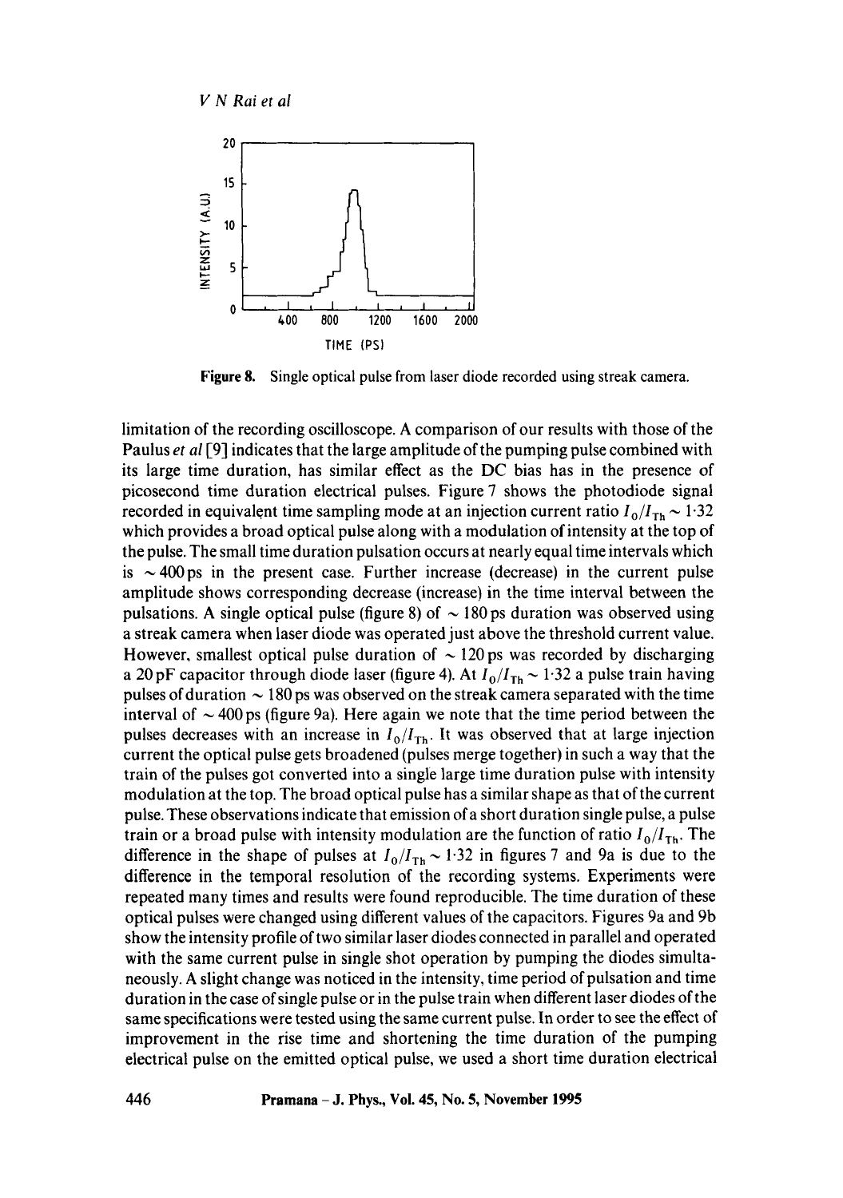Figure 8. Single optical pulse from laser diode recorded using streak camera.

limitation of the recording oscilloscope. A comparison of our results with those of the Paulus *et al* [9] indicates that the large amplitude of the pumping pulse combined with its large time duration, has similar effect as the DC bias has in the presence of picosecond time duration electrical pulses. Figure 7 shows the photodiode signal recorded in equivalent time sampling mode at an injection current ratio $I_0/I_{Th} \sim 1{\cdot}32$ which provides a broad optical pulse along with a modulation of intensity at the top of the pulse. The small time duration pulsation occurs at nearly equal time intervals which is $\sim 400$ ps in the present case. Further increase (decrease) in the current pulse amplitude shows corresponding decrease (increase) in the time interval between the pulsations. A single optical pulse (figure 8) of $\sim 180$ ps duration was observed using a streak camera when laser diode was operated just above the threshold current value. However, smallest optical pulse duration of $\sim 120$ ps was recorded by discharging a 20 pF capacitor through diode laser (figure 4). At $I_0/I_{Th} \sim 1{\cdot}32$ a pulse train having pulses of duration $\sim 180$ ps was observed on the streak camera separated with the time interval of $\sim 400$ ps (figure 9a). Here again we note that the time period between the pulses decreases with an increase in $I_0/I_{Th}$. It was observed that at large injection current the optical pulse gets broadened (pulses merge together) in such a way that the train of the pulses got converted into a single large time duration pulse with intensity modulation at the top. The broad optical pulse has a similar shape as that of the current pulse. These observations indicate that emission of a short duration single pulse, a pulse train or a broad pulse with intensity modulation are the function of ratio $I_0/I_{Th}$. The difference in the shape of pulses at $I_0/I_{Th} \sim 1{\cdot}32$ in figures 7 and 9a is due to the difference in the temporal resolution of the recording systems. Experiments were repeated many times and results were found reproducible. The time duration of these optical pulses were changed using different values of the capacitors. Figures 9a and 9b show the intensity profile of two similar laser diodes connected in parallel and operated with the same current pulse in single shot operation by pumping the diodes simultaneously. A slight change was noticed in the intensity, time period of pulsation and time duration in the case of single pulse or in the pulse train when different laser diodes of the same specifications were tested using the same current pulse. In order to see the effect of improvement in the rise time and shortening the time duration of the pumping electrical pulse on the emitted optical pulse, we used a short time duration electrical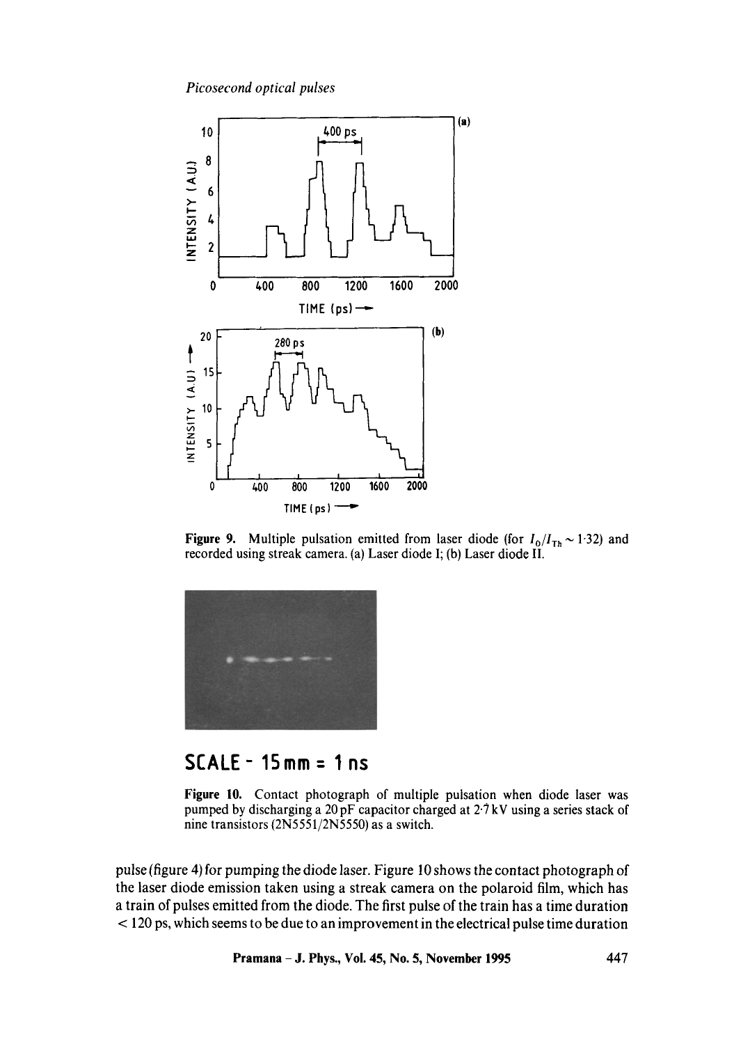Figure 9. Multiple pulsation emitted from laser diode (for $I_0/I_{Th} \sim 1.32$) and recorded using streak camera. (a) Laser diode I; (b) Laser diode II.

SCALE - 15mm = 1 ns

Figure 10. Contact photograph of multiple pulsation when diode laser was pumped by discharging a 20 pF capacitor charged at 2.7 kV using a series stack of nine transistors (2N5551/2N5550) as a switch.

pulse (figure 4) for pumping the diode laser. Figure 10 shows the contact photograph of the laser diode emission taken using a streak camera on the polaroid film, which has a train of pulses emitted from the diode. The first pulse of the train has a time duration < 120 ps, which seems to be due to an improvement in the electrical pulse time duration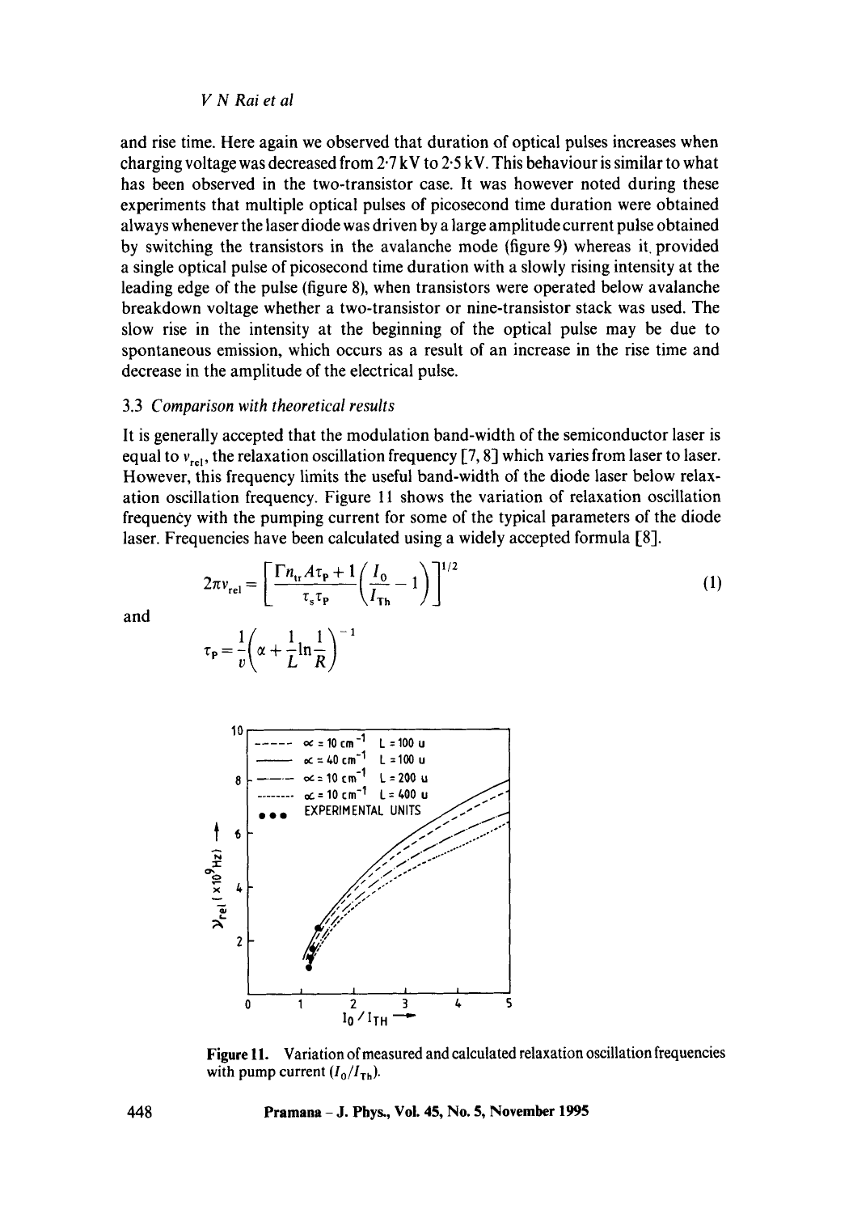and rise time. Here again we observed that duration of optical pulses increases when charging voltage was decreased from 2·7 kV to 2·5 kV. This behaviour is similar to what has been observed in the two-transistor case. It was however noted during these experiments that multiple optical pulses of picosecond time duration were obtained always whenever the laser diode was driven by a large amplitude current pulse obtained by switching the transistors in the avalanche mode (figure 9) whereas it provided a single optical pulse of picosecond time duration with a slowly rising intensity at the leading edge of the pulse (figure 8), when transistors were operated below avalanche breakdown voltage whether a two-transistor or nine-transistor stack was used. The slow rise in the intensity at the beginning of the optical pulse may be due to spontaneous emission, which occurs as a result of an increase in the rise time and decrease in the amplitude of the electrical pulse.

### 3.3 *Comparison with theoretical results*

It is generally accepted that the modulation band-width of the semiconductor laser is equal to $\nu_{rel}$, the relaxation oscillation frequency [7, 8] which varies from laser to laser. However, this frequency limits the useful band-width of the diode laser below relaxation oscillation frequency. Figure 11 shows the variation of relaxation oscillation frequency with the pumping current for some of the typical parameters of the diode laser. Frequencies have been calculated using a widely accepted formula [8].

$$2\pi\nu_{rel} = \left[\frac{\Gamma n_{tr} A\tau_P + 1}{\tau_s \tau_P}\left(\frac{I_0}{I_{Th}} - 1\right)\right]^{1/2} \tag{1}$$

and

$$\tau_P = \frac{1}{v}\left(\alpha + \frac{1}{L}\ln\frac{1}{R}\right)^{-1}$$

Figure 11. Variation of measured and calculated relaxation oscillation frequencies with pump current ($I_0/I_{Th}$).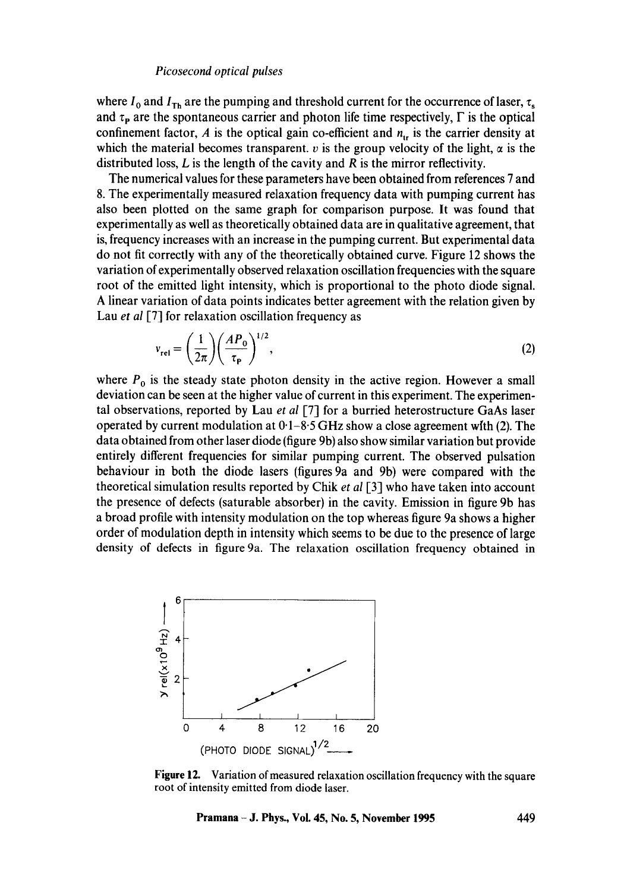where $I_0$ and $I_{Th}$ are the pumping and threshold current for the occurrence of laser, $\tau_s$ and $\tau_p$ are the spontaneous carrier and photon life time respectively, $\Gamma$ is the optical confinement factor, $A$ is the optical gain co-efficient and $n_{tr}$ is the carrier density at which the material becomes transparent. $v$ is the group velocity of the light, $\alpha$ is the distributed loss, $L$ is the length of the cavity and $R$ is the mirror reflectivity.

The numerical values for these parameters have been obtained from references 7 and 8. The experimentally measured relaxation frequency data with pumping current has also been plotted on the same graph for comparison purpose. It was found that experimentally as well as theoretically obtained data are in qualitative agreement, that is, frequency increases with an increase in the pumping current. But experimental data do not fit correctly with any of the theoretically obtained curve. Figure 12 shows the variation of experimentally observed relaxation oscillation frequencies with the square root of the emitted light intensity, which is proportional to the photo diode signal. A linear variation of data points indicates better agreement with the relation given by Lau *et al* [7] for relaxation oscillation frequency as

$$\nu_{\rm rel} = \left(\frac{1}{2\pi}\right)\left(\frac{AP_0}{\tau_p}\right)^{1/2}, \tag{2}$$

where $P_0$ is the steady state photon density in the active region. However a small deviation can be seen at the higher value of current in this experiment. The experimental observations, reported by Lau *et al* [7] for a burried heterostructure GaAs laser operated by current modulation at 0·1–8·5 GHz show a close agreement with (2). The data obtained from other laser diode (figure 9b) also show similar variation but provide entirely different frequencies for similar pumping current. The observed pulsation behaviour in both the diode lasers (figures 9a and 9b) were compared with the theoretical simulation results reported by Chik *et al* [3] who have taken into account the presence of defects (saturable absorber) in the cavity. Emission in figure 9b has a broad profile with intensity modulation on the top whereas figure 9a shows a higher order of modulation depth in intensity which seems to be due to the presence of large density of defects in figure 9a. The relaxation oscillation frequency obtained in

**Figure 12.** Variation of measured relaxation oscillation frequency with the square root of intensity emitted from diode laser.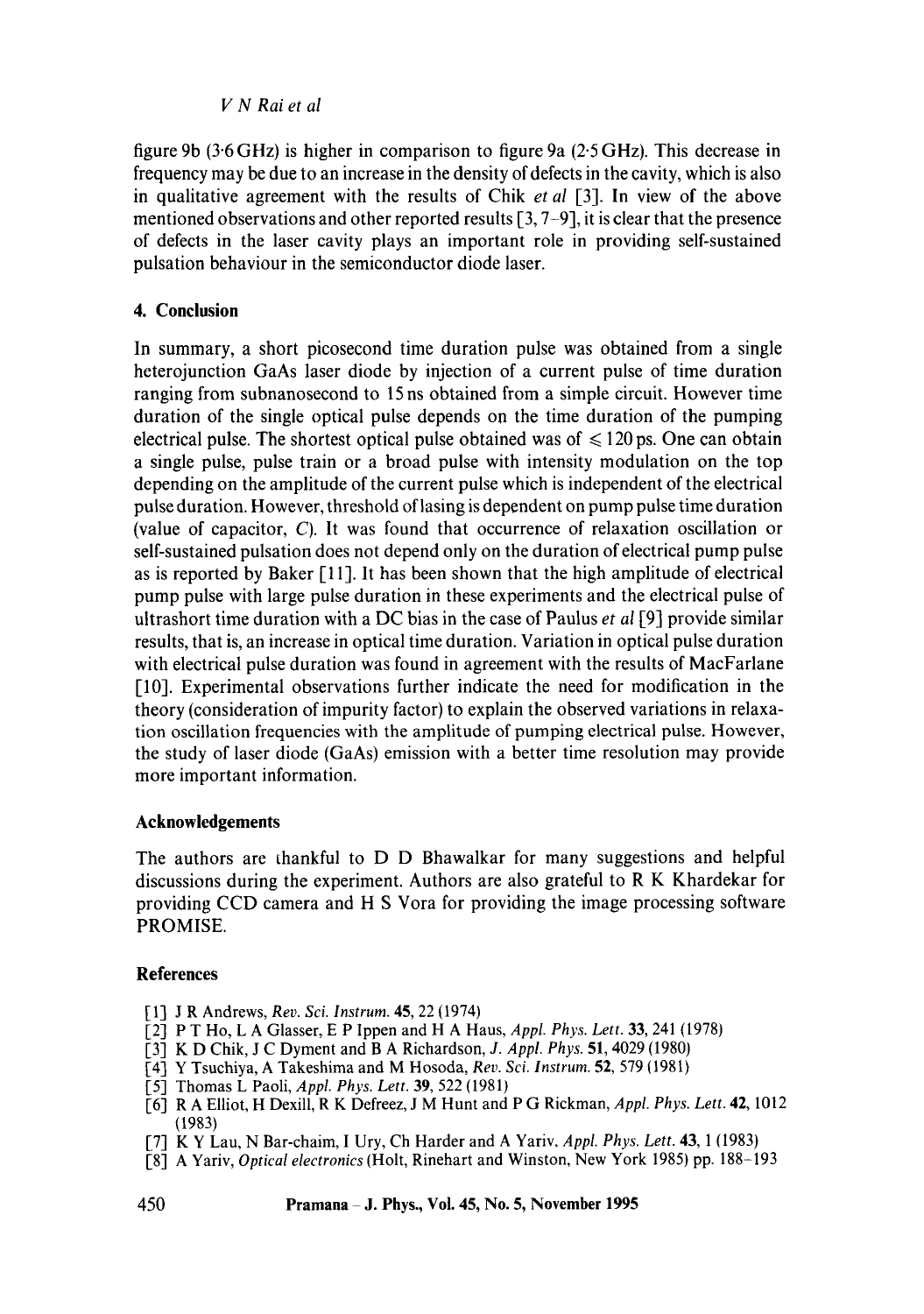figure 9b (3·6 GHz) is higher in comparison to figure 9a (2·5 GHz). This decrease in frequency may be due to an increase in the density of defects in the cavity, which is also in qualitative agreement with the results of Chik *et al* [3]. In view of the above mentioned observations and other reported results [3, 7–9], it is clear that the presence of defects in the laser cavity plays an important role in providing self-sustained pulsation behaviour in the semiconductor diode laser.

## 4. Conclusion

In summary, a short picosecond time duration pulse was obtained from a single heterojunction GaAs laser diode by injection of a current pulse of time duration ranging from subnanosecond to 15 ns obtained from a simple circuit. However time duration of the single optical pulse depends on the time duration of the pumping electrical pulse. The shortest optical pulse obtained was of $\leqslant 120$ ps. One can obtain a single pulse, pulse train or a broad pulse with intensity modulation on the top depending on the amplitude of the current pulse which is independent of the electrical pulse duration. However, threshold of lasing is dependent on pump pulse time duration (value of capacitor, $C$). It was found that occurrence of relaxation oscillation or self-sustained pulsation does not depend only on the duration of electrical pump pulse as is reported by Baker [11]. It has been shown that the high amplitude of electrical pump pulse with large pulse duration in these experiments and the electrical pulse of ultrashort time duration with a DC bias in the case of Paulus *et al* [9] provide similar results, that is, an increase in optical time duration. Variation in optical pulse duration with electrical pulse duration was found in agreement with the results of MacFarlane [10]. Experimental observations further indicate the need for modification in the theory (consideration of impurity factor) to explain the observed variations in relaxation oscillation frequencies with the amplitude of pumping electrical pulse. However, the study of laser diode (GaAs) emission with a better time resolution may provide more important information.

## Acknowledgements

The authors are thankful to D D Bhawalkar for many suggestions and helpful discussions during the experiment. Authors are also grateful to R K Khardekar for providing CCD camera and H S Vora for providing the image processing software PROMISE.

## References

[1] J R Andrews, *Rev. Sci. Instrum.* **45**, 22 (1974)

[2] P T Ho, L A Glasser, E P Ippen and H A Haus, *Appl. Phys. Lett.* **33**, 241 (1978)

[3] K D Chik, J C Dyment and B A Richardson, *J. Appl. Phys.* **51**, 4029 (1980)

[4] Y Tsuchiya, A Takeshima and M Hosoda, *Rev. Sci. Instrum.* **52**, 579 (1981)

[5] Thomas L Paoli, *Appl. Phys. Lett.* **39**, 522 (1981)

[6] R A Elliot, H Dexill, R K Defreez, J M Hunt and P G Rickman, *Appl. Phys. Lett.* **42**, 1012 (1983)

[7] K Y Lau, N Bar-chaim, I Ury, Ch Harder and A Yariv, *Appl. Phys. Lett.* **43**, 1 (1983)

[8] A Yariv, *Optical electronics* (Holt, Rinehart and Winston, New York 1985) pp. 188–193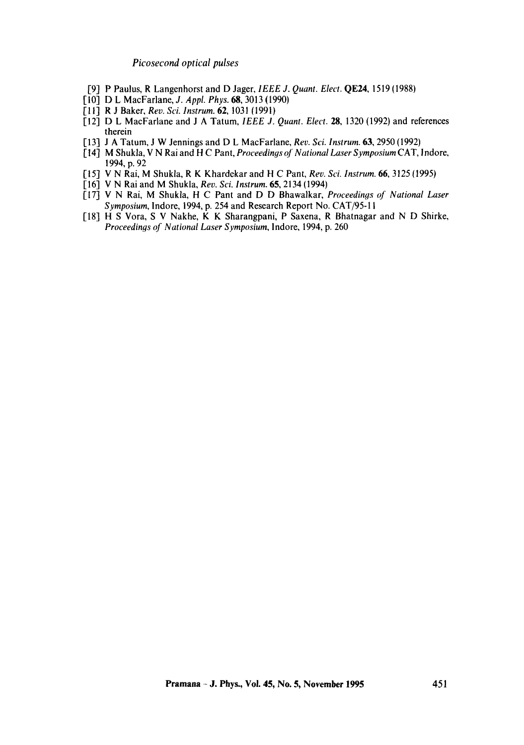[9] P Paulus, R Langenhorst and D Jager, *IEEE J. Quant. Elect.* **QE24**, 1519 (1988)

[10] D L MacFarlane, *J. Appl. Phys.* **68**, 3013 (1990)

[11] R J Baker, *Rev. Sci. Instrum.* **62**, 1031 (1991)

[12] D L MacFarlane and J A Tatum, *IEEE J. Quant. Elect.* **28**, 1320 (1992) and references therein

[13] J A Tatum, J W Jennings and D L MacFarlane, *Rev. Sci. Instrum.* **63**, 2950 (1992)

[14] M Shukla, V N Rai and H C Pant, *Proceedings of National Laser Symposium* CAT, Indore, 1994, p. 92

[15] V N Rai, M Shukla, R K Khardekar and H C Pant, *Rev. Sci. Instrum.* **66**, 3125 (1995)

[16] V N Rai and M Shukla, *Rev. Sci. Instrum.* **65**, 2134 (1994)

[17] V N Rai, M Shukla, H C Pant and D D Bhawalkar, *Proceedings of National Laser Symposium*, Indore, 1994, p. 254 and Research Report No. CAT/95-11

[18] H S Vora, S V Nakhe, K K Sharangpani, P Saxena, R Bhatnagar and N D Shirke, *Proceedings of National Laser Symposium*, Indore, 1994, p. 260